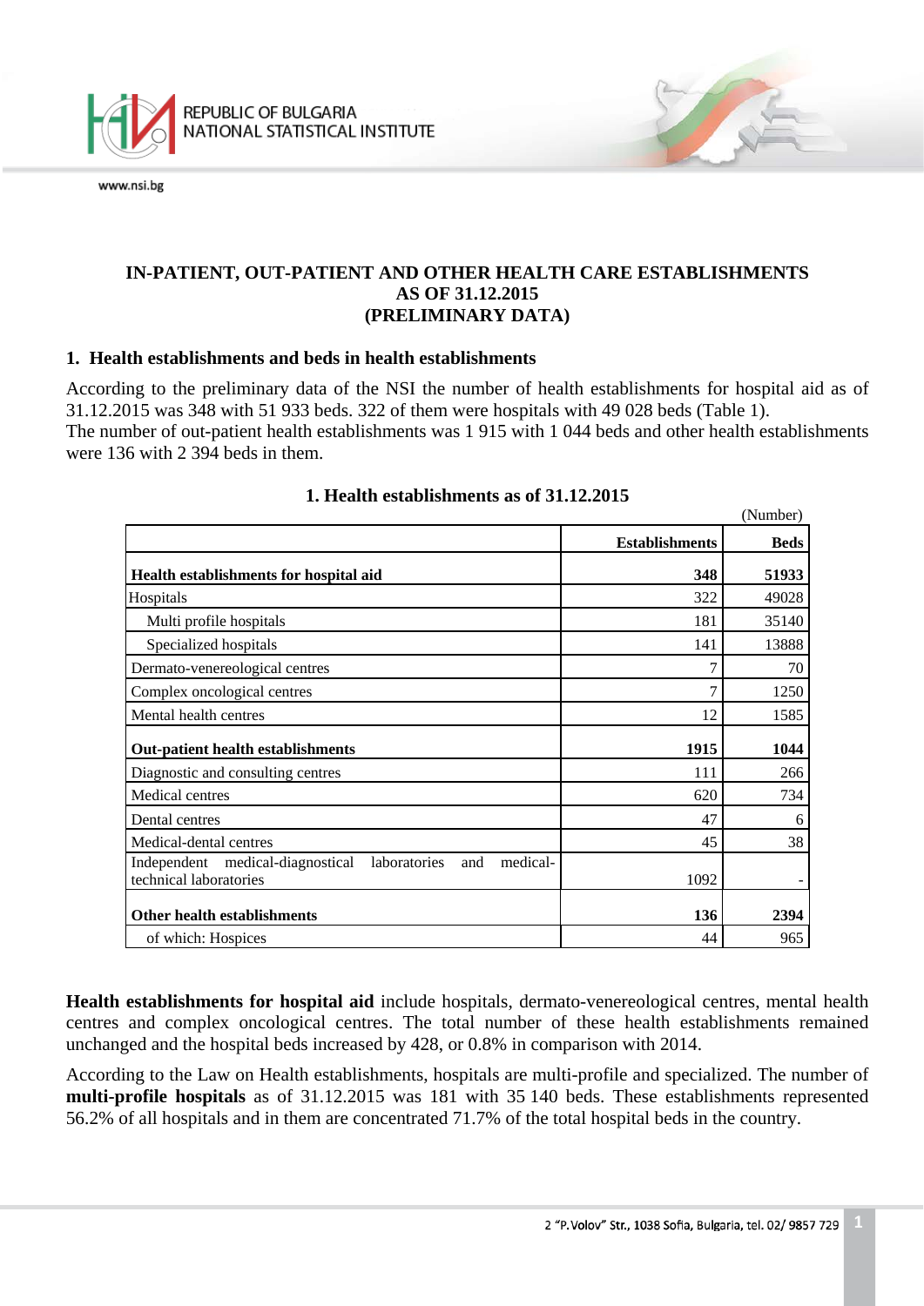# IN-PATIENT, OUT-PATIENT AND OTHER HEALTH CARE ESTABLISHMENTS AS OF 31.12.2015 (PRELIMINARY DATA)

## 1. Health establishments and beds in health establishments

According to the preliminary data of the NSI the number of health establishments for hospital aid as of 31.12.2015 was 348 with 51 933 beds. 322 of them were hospitals with 49 028 beds (Table 1).
The number of out-patient health establishments was 1 915 with 1 044 beds and other health establishments were 136 with 2 394 beds in them.

### 1. Health establishments as of 31.12.2015

(Number)

| | Establishments | Beds |
|---|---|---|
| **Health establishments for hospital aid** | **348** | **51933** |
| Hospitals | 322 | 49028 |
| Multi profile hospitals | 181 | 35140 |
| Specialized hospitals | 141 | 13888 |
| Dermato-venereological centres | 7 | 70 |
| Complex oncological centres | 7 | 1250 |
| Mental health centres | 12 | 1585 |
| **Out-patient health establishments** | **1915** | **1044** |
| Diagnostic and consulting centres | 111 | 266 |
| Medical centres | 620 | 734 |
| Dental centres | 47 | 6 |
| Medical-dental centres | 45 | 38 |
| Independent medical-diagnostical laboratories and medical-technical laboratories | 1092 | - |
| **Other health establishments** | **136** | **2394** |
| of which: Hospices | 44 | 965 |

**Health establishments for hospital aid** include hospitals, dermato-venereological centres, mental health centres and complex oncological centres. The total number of these health establishments remained unchanged and the hospital beds increased by 428, or 0.8% in comparison with 2014.

According to the Law on Health establishments, hospitals are multi-profile and specialized. The number of **multi-profile hospitals** as of 31.12.2015 was 181 with 35 140 beds. These establishments represented 56.2% of all hospitals and in them are concentrated 71.7% of the total hospital beds in the country.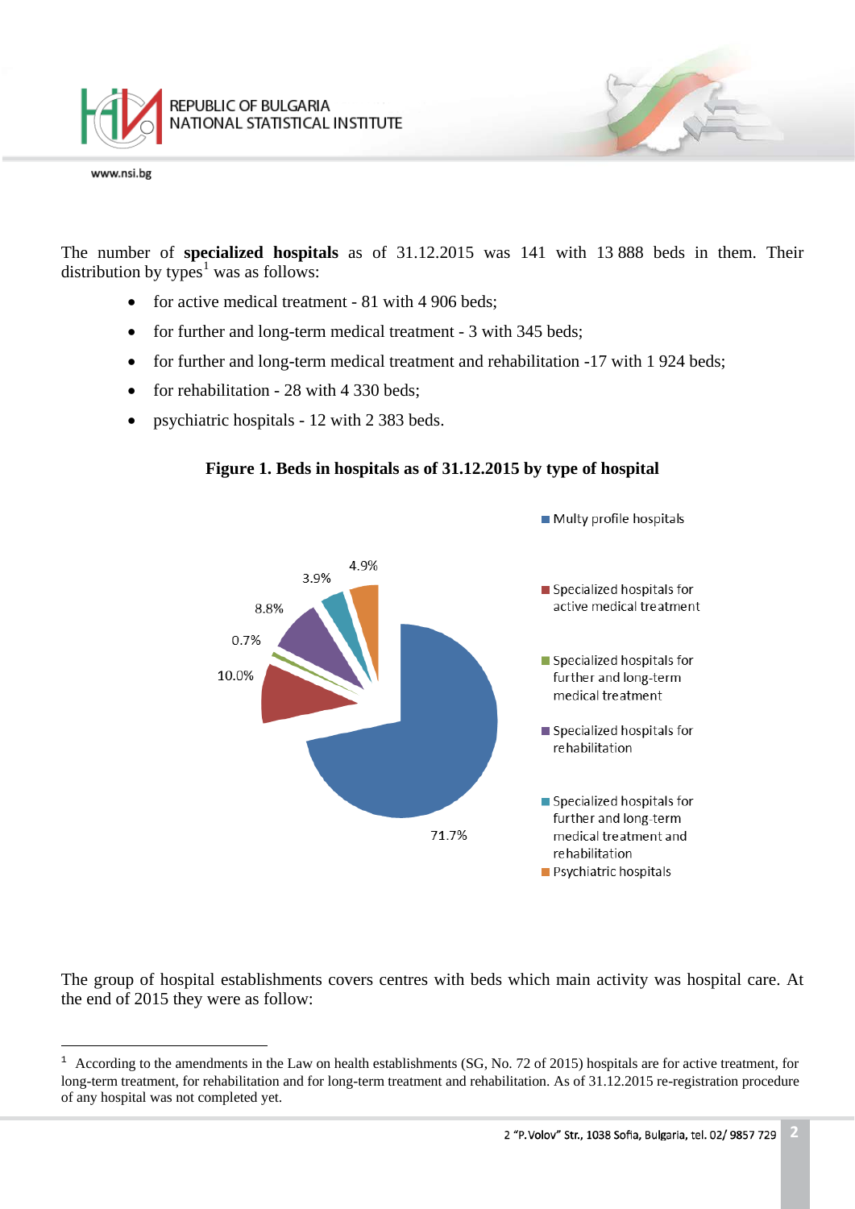The number of **specialized hospitals** as of 31.12.2015 was 141 with 13 888 beds in them. Their distribution by types[1] was as follows:

- for active medical treatment - 81 with 4 906 beds;
- for further and long-term medical treatment - 3 with 345 beds;
- for further and long-term medical treatment and rehabilitation -17 with 1 924 beds;
- for rehabilitation - 28 with 4 330 beds;
- psychiatric hospitals - 12 with 2 383 beds.

**Figure 1. Beds in hospitals as of 31.12.2015 by type of hospital**

| Type of hospital | % |
|---|---|
| Multy profile hospitals | 71.7% |
| Specialized hospitals for active medical treatment | 10.0% |
| Specialized hospitals for further and long-term medical treatment | 0.7% |
| Specialized hospitals for rehabilitation | 8.8% |
| Specialized hospitals for further and long-term medical treatment and rehabilitation | 3.9% |
| Psychiatric hospitals | 4.9% |

The group of hospital establishments covers centres with beds which main activity was hospital care. At the end of 2015 they were as follow:

[1] According to the amendments in the Law on health establishments (SG, No. 72 of 2015) hospitals are for active treatment, for long-term treatment, for rehabilitation and for long-term treatment and rehabilitation. As of 31.12.2015 re-registration procedure of any hospital was not completed yet.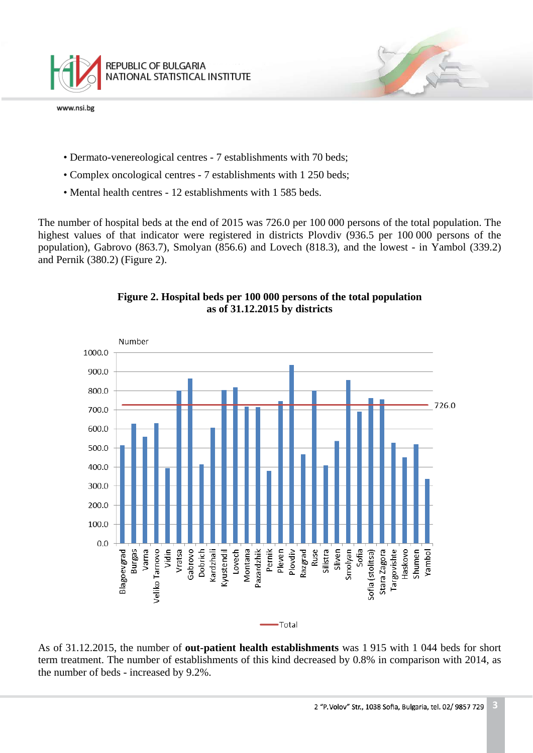• Dermato-venereological centres - 7 establishments with 70 beds;

• Complex oncological centres - 7 establishments with 1 250 beds;

• Mental health centres - 12 establishments with 1 585 beds.

The number of hospital beds at the end of 2015 was 726.0 per 100 000 persons of the total population. The highest values of that indicator were registered in districts Plovdiv (936.5 per 100 000 persons of the population), Gabrovo (863.7), Smolyan (856.6) and Lovech (818.3), and the lowest - in Yambol (339.2) and Pernik (380.2) (Figure 2).

**Figure 2. Hospital beds per 100 000 persons of the total population as of 31.12.2015 by districts**

As of 31.12.2015, the number of **out-patient health establishments** was 1 915 with 1 044 beds for short term treatment. The number of establishments of this kind decreased by 0.8% in comparison with 2014, as the number of beds - increased by 9.2%.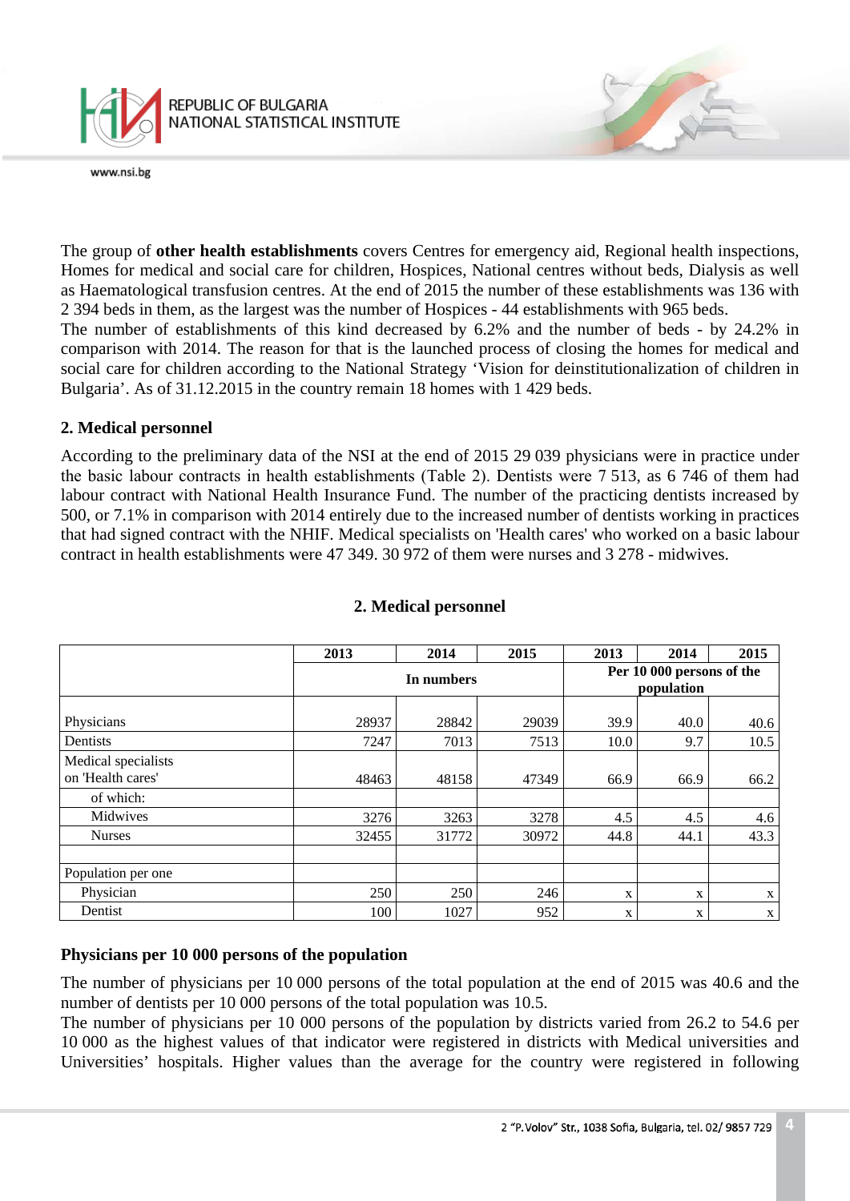The group of **other health establishments** covers Centres for emergency aid, Regional health inspections, Homes for medical and social care for children, Hospices, National centres without beds, Dialysis as well as Haematological transfusion centres. At the end of 2015 the number of these establishments was 136 with 2 394 beds in them, as the largest was the number of Hospices - 44 establishments with 965 beds.

The number of establishments of this kind decreased by 6.2% and the number of beds - by 24.2% in comparison with 2014. The reason for that is the launched process of closing the homes for medical and social care for children according to the National Strategy 'Vision for deinstitutionalization of children in Bulgaria'. As of 31.12.2015 in the country remain 18 homes with 1 429 beds.

## 2. Medical personnel

According to the preliminary data of the NSI at the end of 2015 29 039 physicians were in practice under the basic labour contracts in health establishments (Table 2). Dentists were 7 513, as 6 746 of them had labour contract with National Health Insurance Fund. The number of the practicing dentists increased by 500, or 7.1% in comparison with 2014 entirely due to the increased number of dentists working in practices that had signed contract with the NHIF. Medical specialists on 'Health cares' who worked on a basic labour contract in health establishments were 47 349. 30 972 of them were nurses and 3 278 - midwives.

**2. Medical personnel**

| | 2013 | 2014 | 2015 | 2013 | 2014 | 2015 |
|---|---|---|---|---|---|---|
| | In numbers | | | Per 10 000 persons of the population | | |
| Physicians | 28937 | 28842 | 29039 | 39.9 | 40.0 | 40.6 |
| Dentists | 7247 | 7013 | 7513 | 10.0 | 9.7 | 10.5 |
| Medical specialists on 'Health cares' | 48463 | 48158 | 47349 | 66.9 | 66.9 | 66.2 |
| of which: | | | | | | |
| Midwives | 3276 | 3263 | 3278 | 4.5 | 4.5 | 4.6 |
| Nurses | 32455 | 31772 | 30972 | 44.8 | 44.1 | 43.3 |
| | | | | | | |
| Population per one | | | | | | |
| Physician | 250 | 250 | 246 | x | x | x |
| Dentist | 100 | 1027 | 952 | x | x | x |

### Physicians per 10 000 persons of the population

The number of physicians per 10 000 persons of the total population at the end of 2015 was 40.6 and the number of dentists per 10 000 persons of the total population was 10.5.

The number of physicians per 10 000 persons of the population by districts varied from 26.2 to 54.6 per 10 000 as the highest values of that indicator were registered in districts with Medical universities and Universities' hospitals. Higher values than the average for the country were registered in following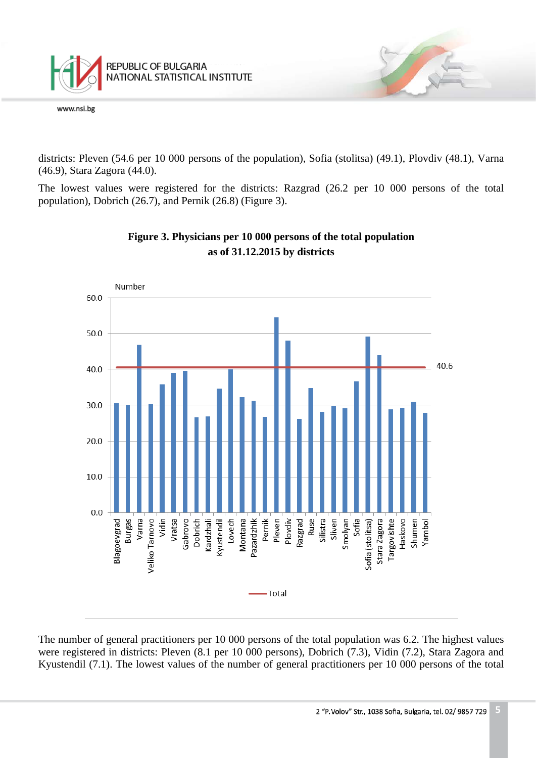districts: Pleven (54.6 per 10 000 persons of the population), Sofia (stolitsa) (49.1), Plovdiv (48.1), Varna (46.9), Stara Zagora (44.0).

The lowest values were registered for the districts: Razgrad (26.2 per 10 000 persons of the total population), Dobrich (26.7), and Pernik (26.8) (Figure 3).

**Figure 3. Physicians per 10 000 persons of the total population as of 31.12.2015 by districts**

The number of general practitioners per 10 000 persons of the total population was 6.2. The highest values were registered in districts: Pleven (8.1 per 10 000 persons), Dobrich (7.3), Vidin (7.2), Stara Zagora and Kyustendil (7.1). The lowest values of the number of general practitioners per 10 000 persons of the total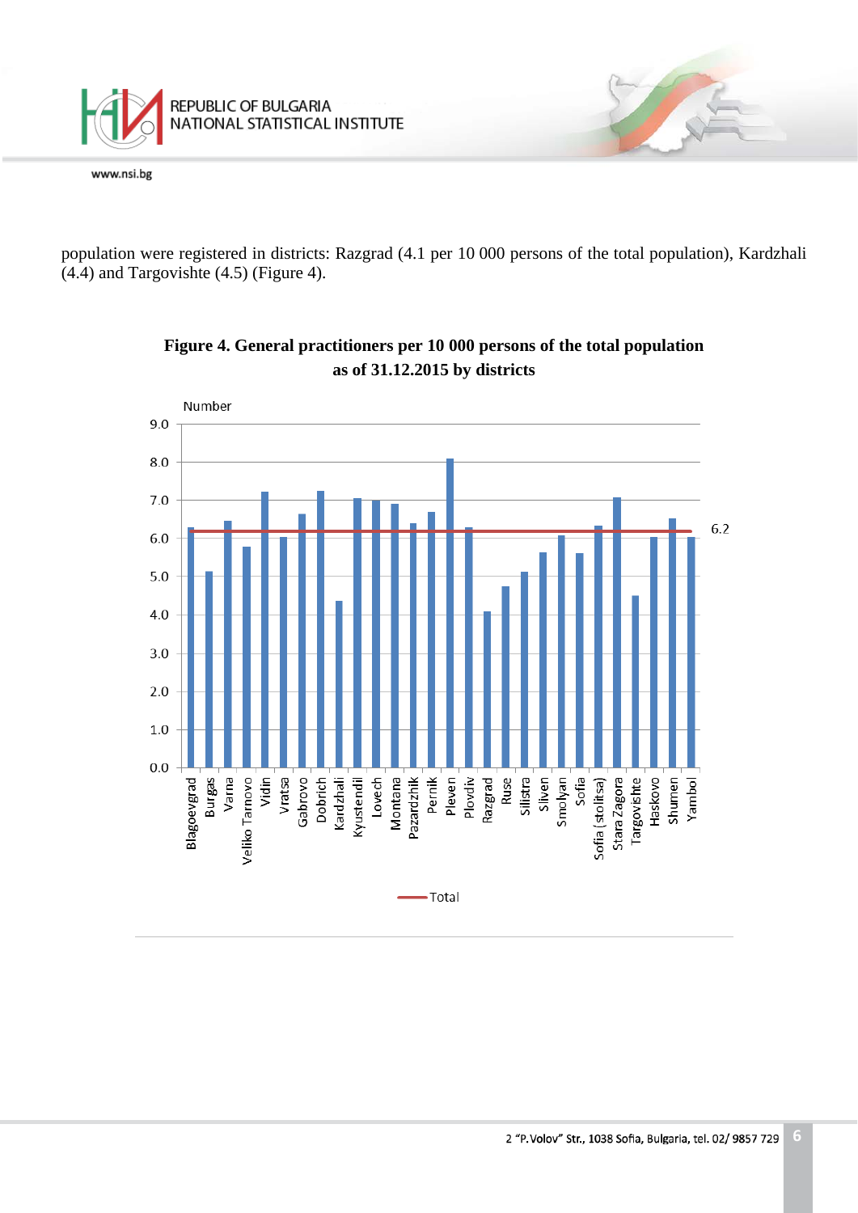population were registered in districts: Razgrad (4.1 per 10 000 persons of the total population), Kardzhali (4.4) and Targovishte (4.5) (Figure 4).

**Figure 4. General practitioners per 10 000 persons of the total population as of 31.12.2015 by districts**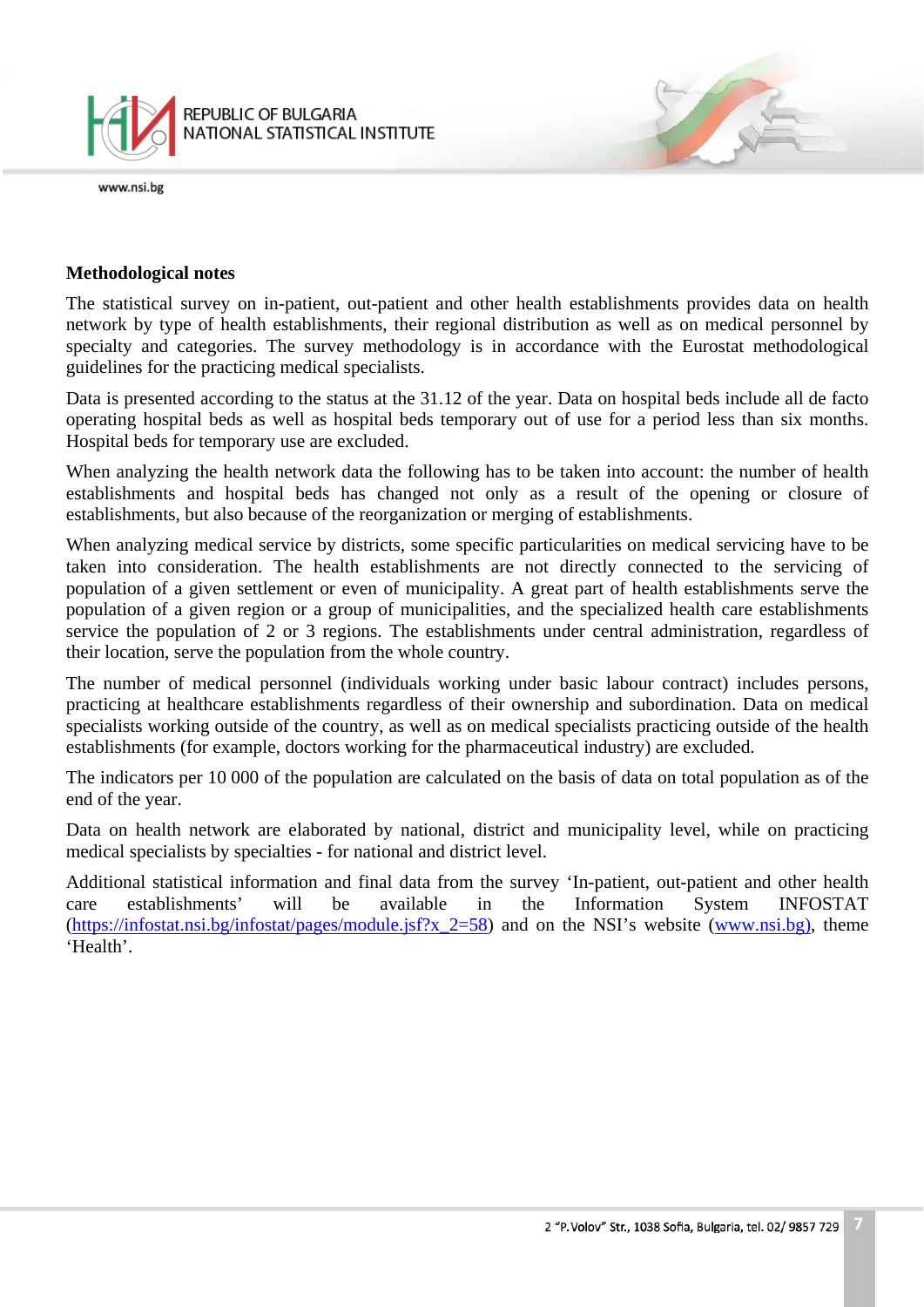**Methodological notes**

The statistical survey on in-patient, out-patient and other health establishments provides data on health network by type of health establishments, their regional distribution as well as on medical personnel by specialty and categories. The survey methodology is in accordance with the Eurostat methodological guidelines for the practicing medical specialists.

Data is presented according to the status at the 31.12 of the year. Data on hospital beds include all de facto operating hospital beds as well as hospital beds temporary out of use for a period less than six months. Hospital beds for temporary use are excluded.

When analyzing the health network data the following has to be taken into account: the number of health establishments and hospital beds has changed not only as a result of the opening or closure of establishments, but also because of the reorganization or merging of establishments.

When analyzing medical service by districts, some specific particularities on medical servicing have to be taken into consideration. The health establishments are not directly connected to the servicing of population of a given settlement or even of municipality. A great part of health establishments serve the population of a given region or a group of municipalities, and the specialized health care establishments service the population of 2 or 3 regions. The establishments under central administration, regardless of their location, serve the population from the whole country.

The number of medical personnel (individuals working under basic labour contract) includes persons, practicing at healthcare establishments regardless of their ownership and subordination. Data on medical specialists working outside of the country, as well as on medical specialists practicing outside of the health establishments (for example, doctors working for the pharmaceutical industry) are excluded.

The indicators per 10 000 of the population are calculated on the basis of data on total population as of the end of the year.

Data on health network are elaborated by national, district and municipality level, while on practicing medical specialists by specialties - for national and district level.

Additional statistical information and final data from the survey 'In-patient, out-patient and other health care establishments' will be available in the Information System INFOSTAT (https://infostat.nsi.bg/infostat/pages/module.jsf?x_2=58) and on the NSI's website (www.nsi.bg), theme 'Health'.